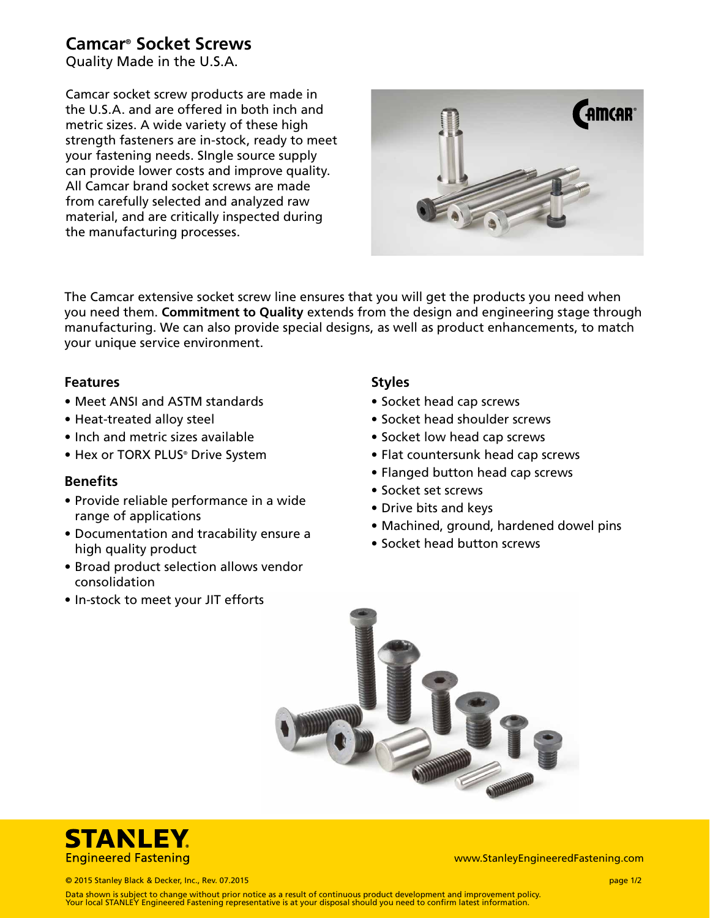# Camcar® Socket Screws

Quality Made in the U.S.A.

Camcar socket screw products are made in the U.S.A. and are offered in both inch and metric sizes. A wide variety of these high strength fasteners are in-stock, ready to meet your fastening needs. SIngle source supply can provide lower costs and improve quality. All Camcar brand socket screws are made from carefully selected and analyzed raw material, and are critically inspected during the manufacturing processes.

The Camcar extensive socket screw line ensures that you will get the products you need when you need them. **Commitment to Quality** extends from the design and engineering stage through manufacturing. We can also provide special designs, as well as product enhancements, to match your unique service environment.

### Features

- Meet ANSI and ASTM standards
- Heat-treated alloy steel
- Inch and metric sizes available
- Hex or TORX PLUS® Drive System

### Benefits

- Provide reliable performance in a wide range of applications
- Documentation and tracability ensure a high quality product
- Broad product selection allows vendor consolidation
- In-stock to meet your JIT efforts

### Styles

- Socket head cap screws
- Socket head shoulder screws
- Socket low head cap screws
- Flat countersunk head cap screws
- Flanged button head cap screws
- Socket set screws
- Drive bits and keys
- Machined, ground, hardened dowel pins
- Socket head button screws

STANLEY Engineered Fastening

www.StanleyEngineeredFastening.com

© 2015 Stanley Black & Decker, Inc., Rev. 07.2015

Data shown is subject to change without prior notice as a result of continuous product development and improvement policy. Your local STANLEY Engineered Fastening representative is at your disposal should you need to confirm latest information.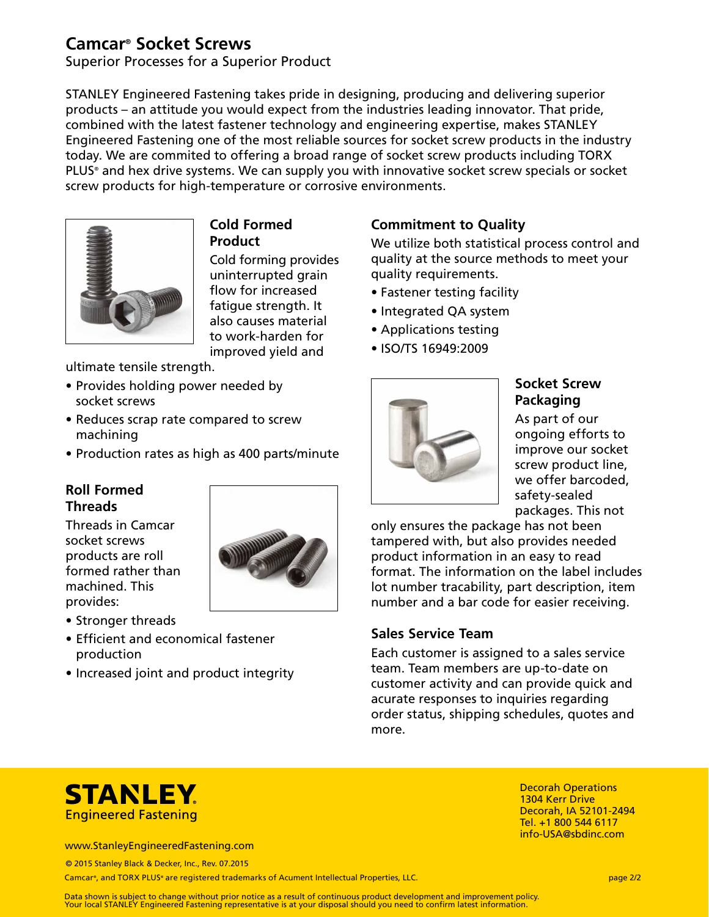# Camcar® Socket Screws

Superior Processes for a Superior Product

STANLEY Engineered Fastening takes pride in designing, producing and delivering superior products – an attitude you would expect from the industries leading innovator. That pride, combined with the latest fastener technology and engineering expertise, makes STANLEY Engineered Fastening one of the most reliable sources for socket screw products in the industry today. We are commited to offering a broad range of socket screw products including TORX PLUS® and hex drive systems. We can supply you with innovative socket screw specials or socket screw products for high-temperature or corrosive environments.

### Cold Formed Product

Cold forming provides uninterrupted grain flow for increased fatigue strength. It also causes material to work-harden for improved yield and ultimate tensile strength.

- Provides holding power needed by socket screws
- Reduces scrap rate compared to screw machining
- Production rates as high as 400 parts/minute

### Roll Formed Threads

Threads in Camcar socket screws products are roll formed rather than machined. This provides:

- Stronger threads
- Efficient and economical fastener production
- Increased joint and product integrity

### Commitment to Quality

We utilize both statistical process control and quality at the source methods to meet your quality requirements.

- Fastener testing facility
- Integrated QA system
- Applications testing
- ISO/TS 16949:2009

### Socket Screw Packaging

As part of our ongoing efforts to improve our socket screw product line, we offer barcoded, safety-sealed packages. This not only ensures the package has not been tampered with, but also provides needed product information in an easy to read format. The information on the label includes lot number tracability, part description, item number and a bar code for easier receiving.

### Sales Service Team

Each customer is assigned to a sales service team. Team members are up-to-date on customer activity and can provide quick and acurate responses to inquiries regarding order status, shipping schedules, quotes and more.

STANLEY Engineered Fastening

www.StanleyEngineeredFastening.com

Decorah Operations
1304 Kerr Drive
Decorah, IA 52101-2494
Tel. +1 800 544 6117
info-USA@sbdinc.com

© 2015 Stanley Black & Decker, Inc., Rev. 07.2015

Camcar®, and TORX PLUS® are registered trademarks of Acument Intellectual Properties, LLC.

Data shown is subject to change without prior notice as a result of continuous product development and improvement policy.
Your local STANLEY Engineered Fastening representative is at your disposal should you need to confirm latest information.